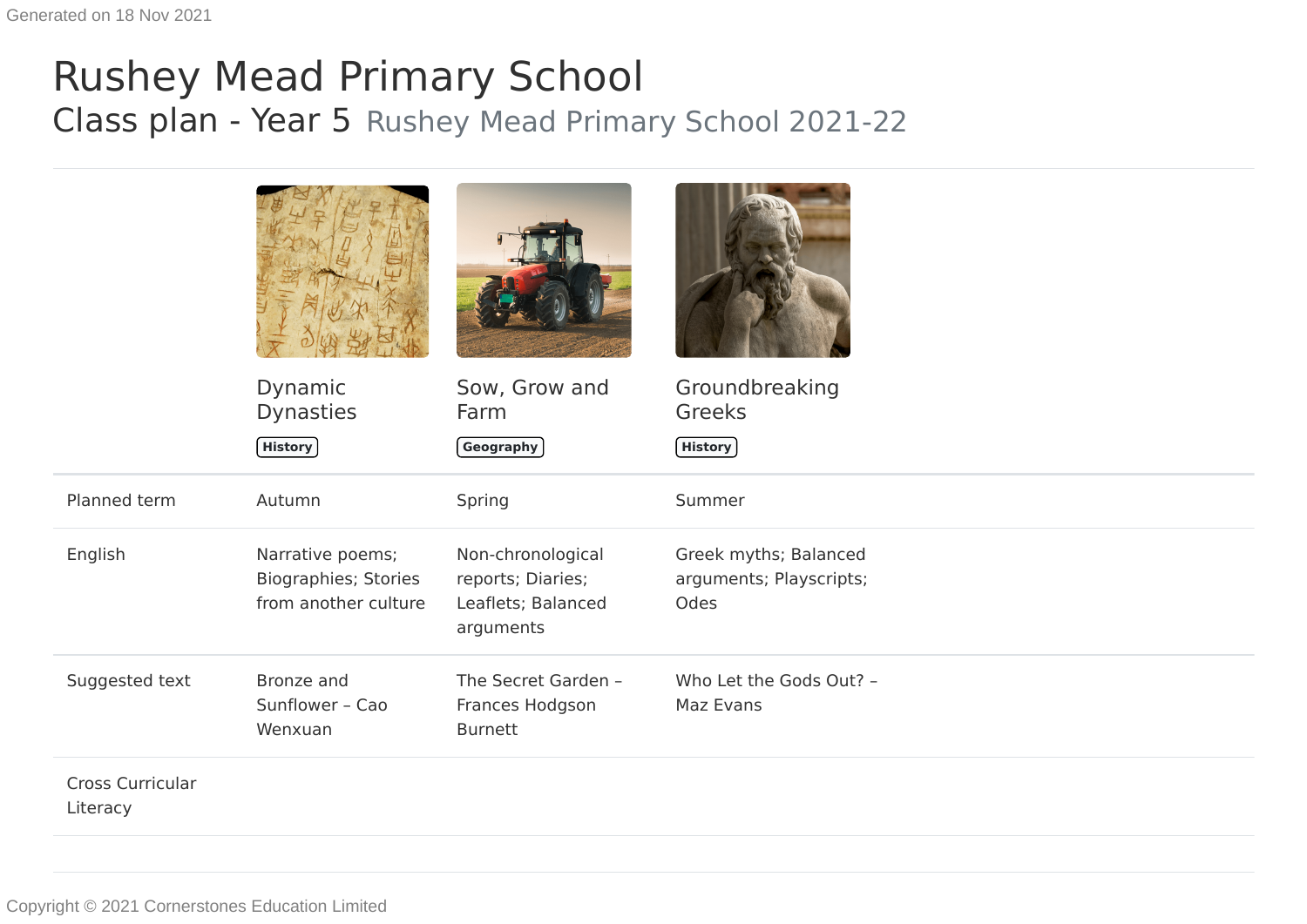Generated on 18 Nov 2021

# Rushey Mead Primary School

## Class plan - Year 5 Rushey Mead Primary School 2021-22

| | Dynamic Dynasties<br>History | Sow, Grow and Farm<br>Geography | Groundbreaking Greeks<br>History |
|---|---|---|---|
| Planned term | Autumn | Spring | Summer |
| English | Narrative poems; Biographies; Stories from another culture | Non-chronological reports; Diaries; Leaflets; Balanced arguments | Greek myths; Balanced arguments; Playscripts; Odes |
| Suggested text | Bronze and Sunflower – Cao Wenxuan | The Secret Garden – Frances Hodgson Burnett | Who Let the Gods Out? – Maz Evans |
| Cross Curricular Literacy | | | |

Copyright © 2021 Cornerstones Education Limited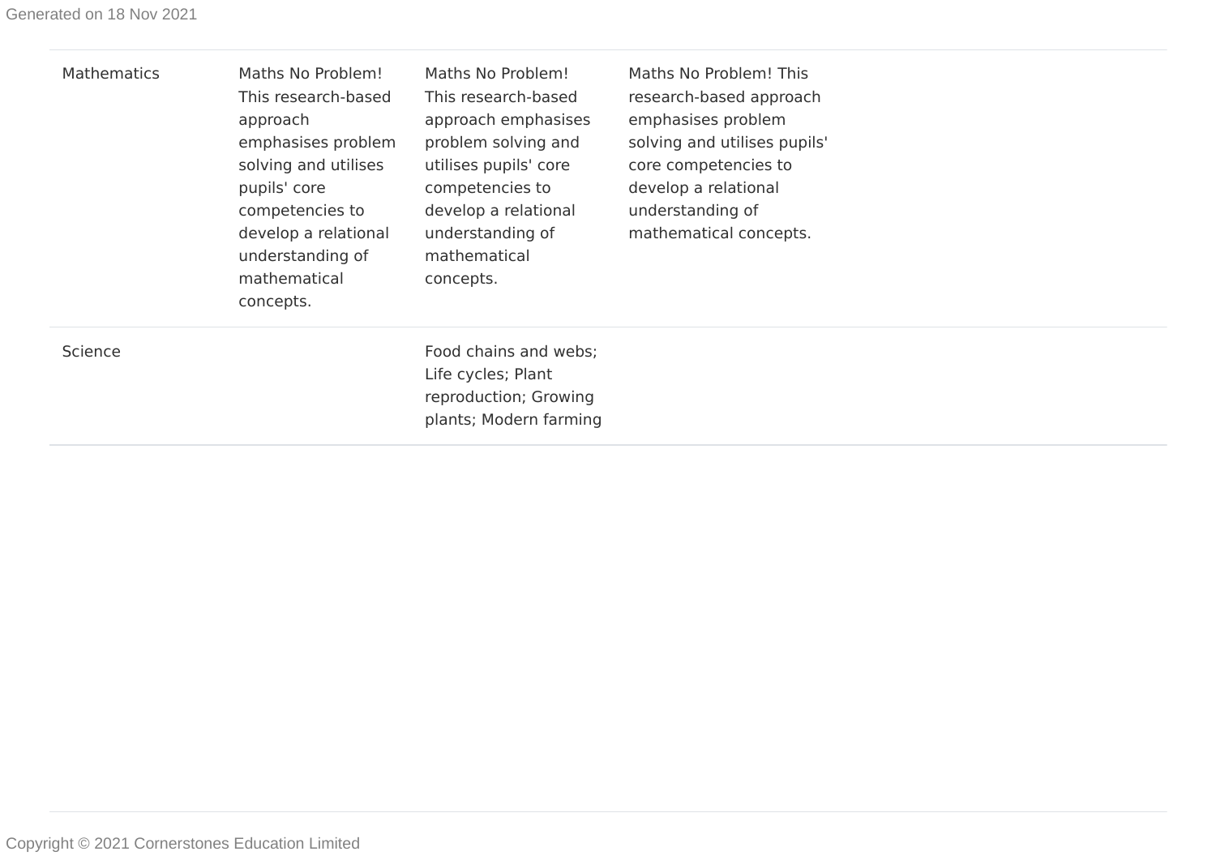| | | | |
|---|---|---|---|
| Mathematics | Maths No Problem! This research-based approach emphasises problem solving and utilises pupils' core competencies to develop a relational understanding of mathematical concepts. | Maths No Problem! This research-based approach emphasises problem solving and utilises pupils' core competencies to develop a relational understanding of mathematical concepts. | Maths No Problem! This research-based approach emphasises problem solving and utilises pupils' core competencies to develop a relational understanding of mathematical concepts. |
| Science | | Food chains and webs; Life cycles; Plant reproduction; Growing plants; Modern farming | |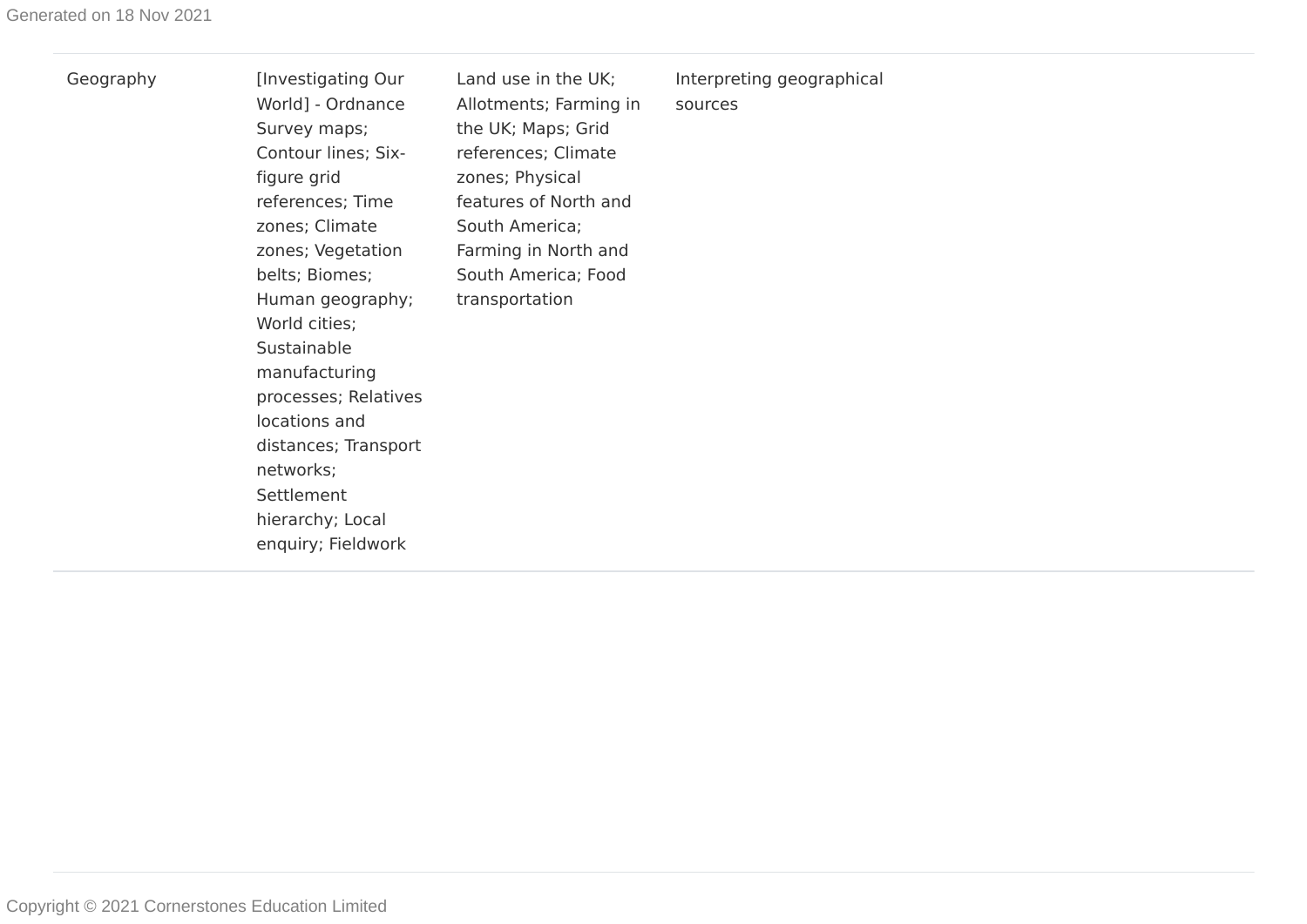| Geography | [Investigating Our World] - Ordnance Survey maps; Contour lines; Six-figure grid references; Time zones; Climate zones; Vegetation belts; Biomes; Human geography; World cities; Sustainable manufacturing processes; Relatives locations and distances; Transport networks; Settlement hierarchy; Local enquiry; Fieldwork | Land use in the UK; Allotments; Farming in the UK; Maps; Grid references; Climate zones; Physical features of North and South America; Farming in North and South America; Food transportation | Interpreting geographical sources | |
|---|---|---|---|---|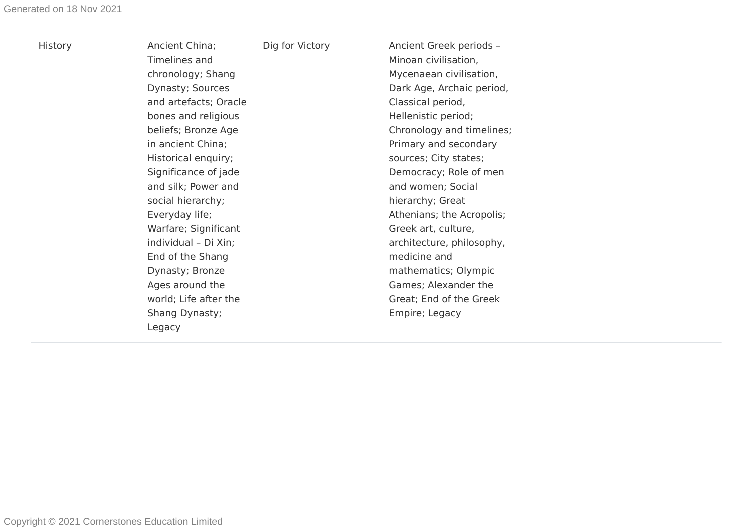| History | Ancient China; Timelines and chronology; Shang Dynasty; Sources and artefacts; Oracle bones and religious beliefs; Bronze Age in ancient China; Historical enquiry; Significance of jade and silk; Power and social hierarchy; Everyday life; Warfare; Significant individual – Di Xin; End of the Shang Dynasty; Bronze Ages around the world; Life after the Shang Dynasty; Legacy | Dig for Victory | Ancient Greek periods – Minoan civilisation, Mycenaean civilisation, Dark Age, Archaic period, Classical period, Hellenistic period; Chronology and timelines; Primary and secondary sources; City states; Democracy; Role of men and women; Social hierarchy; Great Athenians; the Acropolis; Greek art, culture, architecture, philosophy, medicine and mathematics; Olympic Games; Alexander the Great; End of the Greek Empire; Legacy | |
|---|---|---|---|---|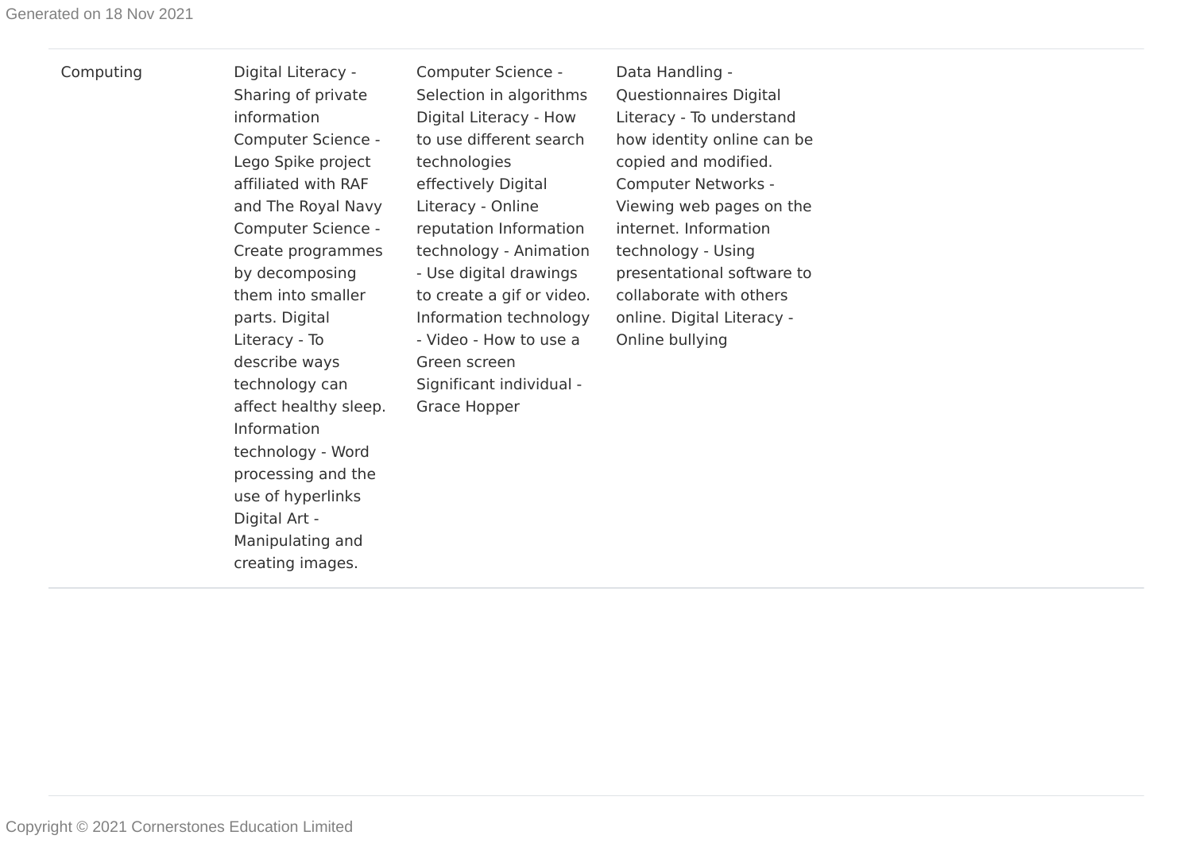| Computing | Digital Literacy - Sharing of private information Computer Science - Lego Spike project affiliated with RAF and The Royal Navy Computer Science - Create programmes by decomposing them into smaller parts. Digital Literacy - To describe ways technology can affect healthy sleep. Information technology - Word processing and the use of hyperlinks Digital Art - Manipulating and creating images. | Computer Science - Selection in algorithms Digital Literacy - How to use different search technologies effectively Digital Literacy - Online reputation Information technology - Animation - Use digital drawings to create a gif or video. Information technology - Video - How to use a Green screen Significant individual - Grace Hopper | Data Handling - Questionnaires Digital Literacy - To understand how identity online can be copied and modified. Computer Networks - Viewing web pages on the internet. Information technology - Using presentational software to collaborate with others online. Digital Literacy - Online bullying |
|---|---|---|---|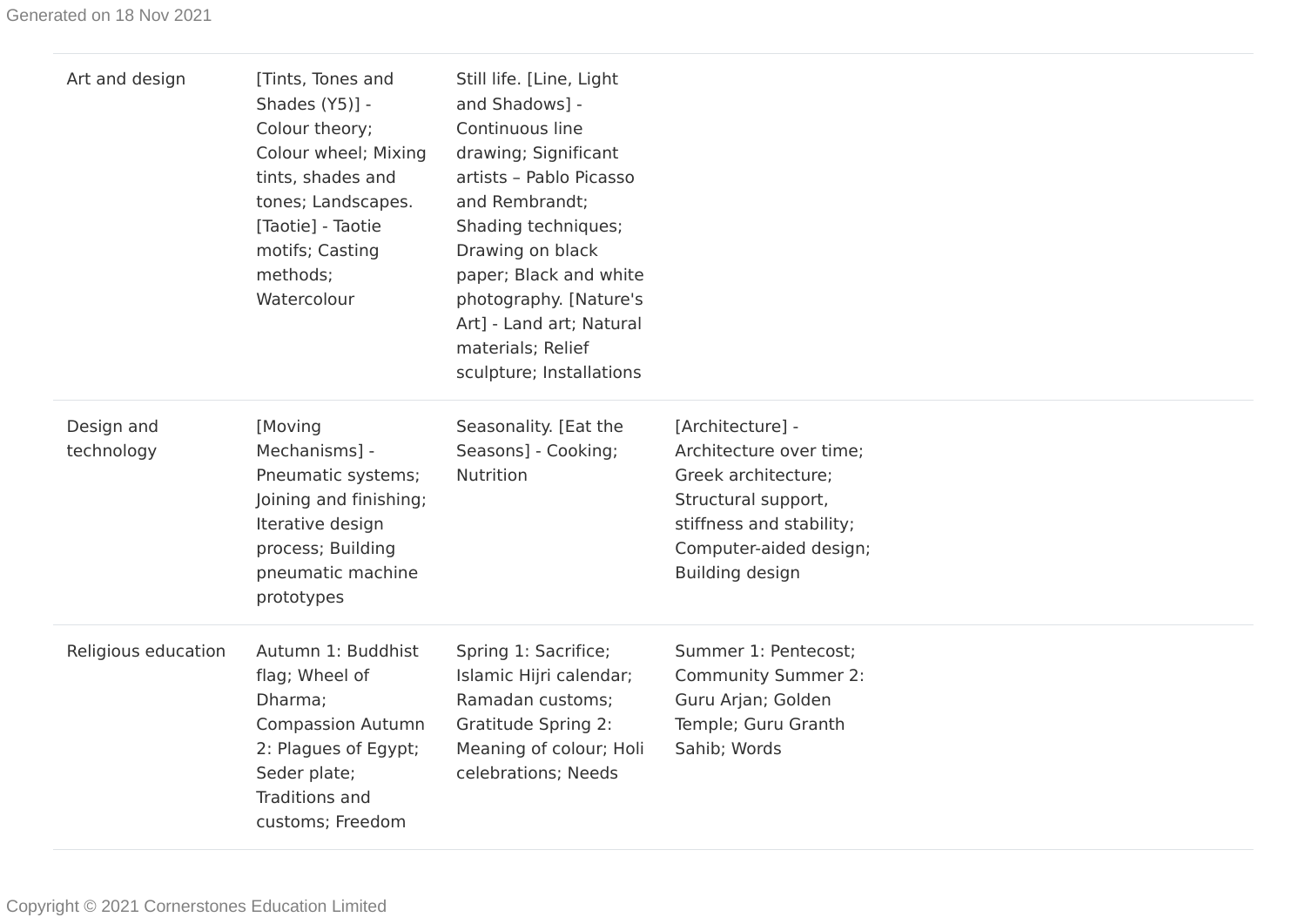| | | | |
|---|---|---|---|
| Art and design | [Tints, Tones and Shades (Y5)] - Colour theory; Colour wheel; Mixing tints, shades and tones; Landscapes. [Taotie] - Taotie motifs; Casting methods; Watercolour | Still life. [Line, Light and Shadows] - Continuous line drawing; Significant artists – Pablo Picasso and Rembrandt; Shading techniques; Drawing on black paper; Black and white photography. [Nature's Art] - Land art; Natural materials; Relief sculpture; Installations | |
| Design and technology | [Moving Mechanisms] - Pneumatic systems; Joining and finishing; Iterative design process; Building pneumatic machine prototypes | Seasonality. [Eat the Seasons] - Cooking; Nutrition | [Architecture] - Architecture over time; Greek architecture; Structural support, stiffness and stability; Computer-aided design; Building design |
| Religious education | Autumn 1: Buddhist flag; Wheel of Dharma; Compassion Autumn 2: Plagues of Egypt; Seder plate; Traditions and customs; Freedom | Spring 1: Sacrifice; Islamic Hijri calendar; Ramadan customs; Gratitude Spring 2: Meaning of colour; Holi celebrations; Needs | Summer 1: Pentecost; Community Summer 2: Guru Arjan; Golden Temple; Guru Granth Sahib; Words |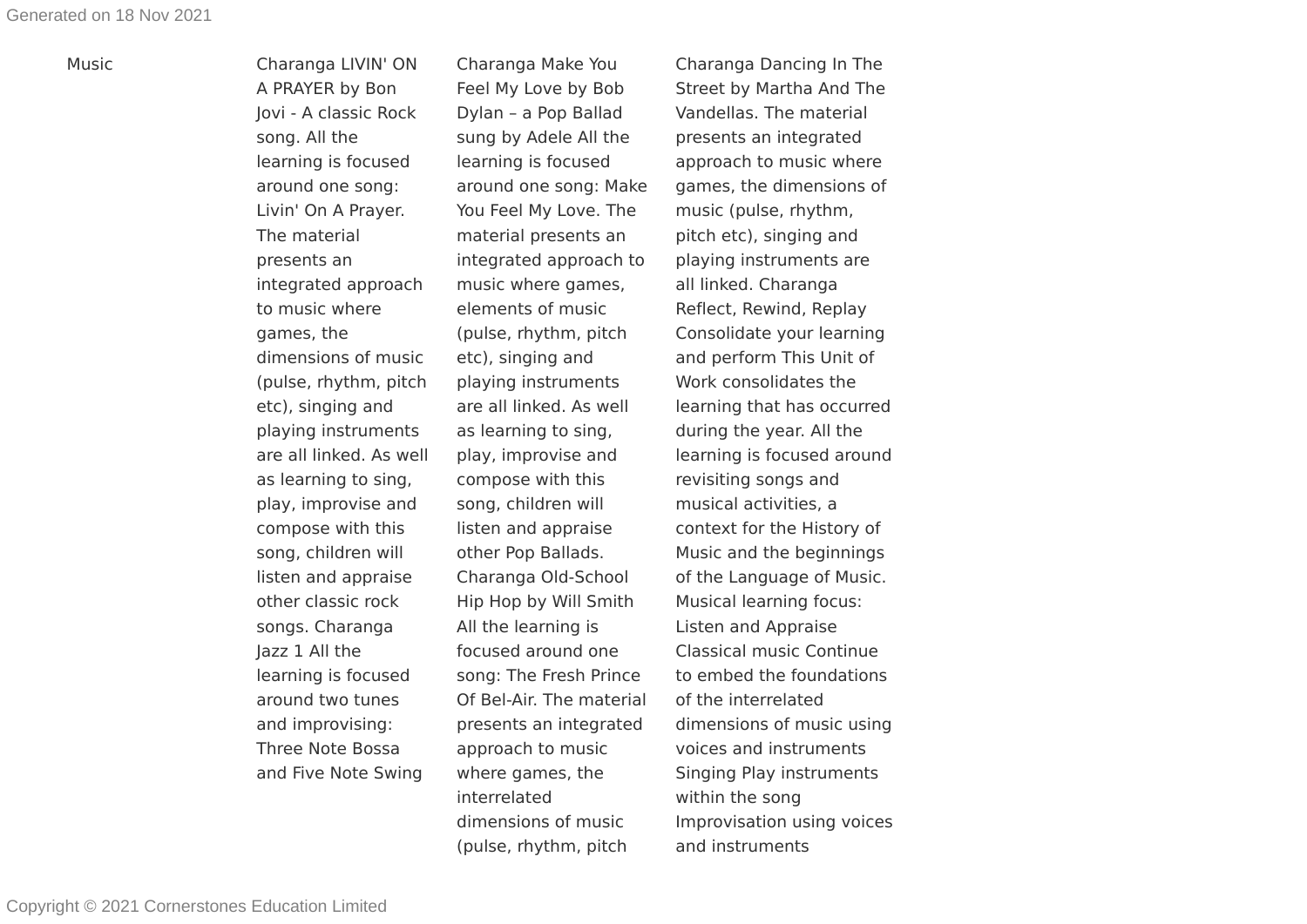| Music | Charanga LIVIN' ON A PRAYER by Bon Jovi - A classic Rock song. All the learning is focused around one song: Livin' On A Prayer. The material presents an integrated approach to music where games, the dimensions of music (pulse, rhythm, pitch etc), singing and playing instruments are all linked. As well as learning to sing, play, improvise and compose with this song, children will listen and appraise other classic rock songs. Charanga Jazz 1 All the learning is focused around two tunes and improvising: Three Note Bossa and Five Note Swing | Charanga Make You Feel My Love by Bob Dylan – a Pop Ballad sung by Adele All the learning is focused around one song: Make You Feel My Love. The material presents an integrated approach to music where games, elements of music (pulse, rhythm, pitch etc), singing and playing instruments are all linked. As well as learning to sing, play, improvise and compose with this song, children will listen and appraise other Pop Ballads. Charanga Old-School Hip Hop by Will Smith All the learning is focused around one song: The Fresh Prince Of Bel-Air. The material presents an integrated approach to music where games, the interrelated dimensions of music (pulse, rhythm, pitch | Charanga Dancing In The Street by Martha And The Vandellas. The material presents an integrated approach to music where games, the dimensions of music (pulse, rhythm, pitch etc), singing and playing instruments are all linked. Charanga Reflect, Rewind, Replay Consolidate your learning and perform This Unit of Work consolidates the learning that has occurred during the year. All the learning is focused around revisiting songs and musical activities, a context for the History of Music and the beginnings of the Language of Music. Musical learning focus: Listen and Appraise Classical music Continue to embed the foundations of the interrelated dimensions of music using voices and instruments Singing Play instruments within the song Improvisation using voices and instruments |
|---|---|---|---|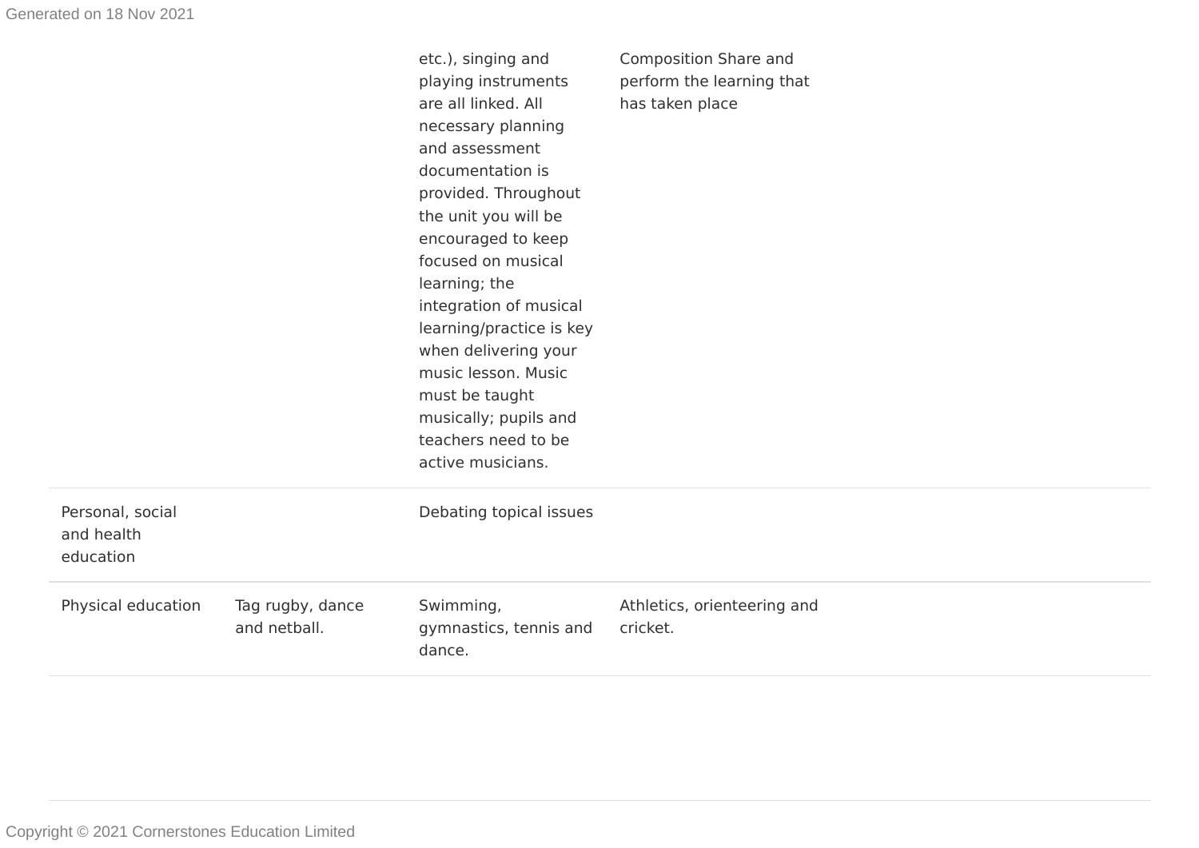| | | | | |
|---|---|---|---|---|
| | | etc.), singing and playing instruments are all linked. All necessary planning and assessment documentation is provided. Throughout the unit you will be encouraged to keep focused on musical learning; the integration of musical learning/practice is key when delivering your music lesson. Music must be taught musically; pupils and teachers need to be active musicians. | Composition Share and perform the learning that has taken place | |
| Personal, social and health education | | Debating topical issues | | |
| Physical education | Tag rugby, dance and netball. | Swimming, gymnastics, tennis and dance. | Athletics, orienteering and cricket. | |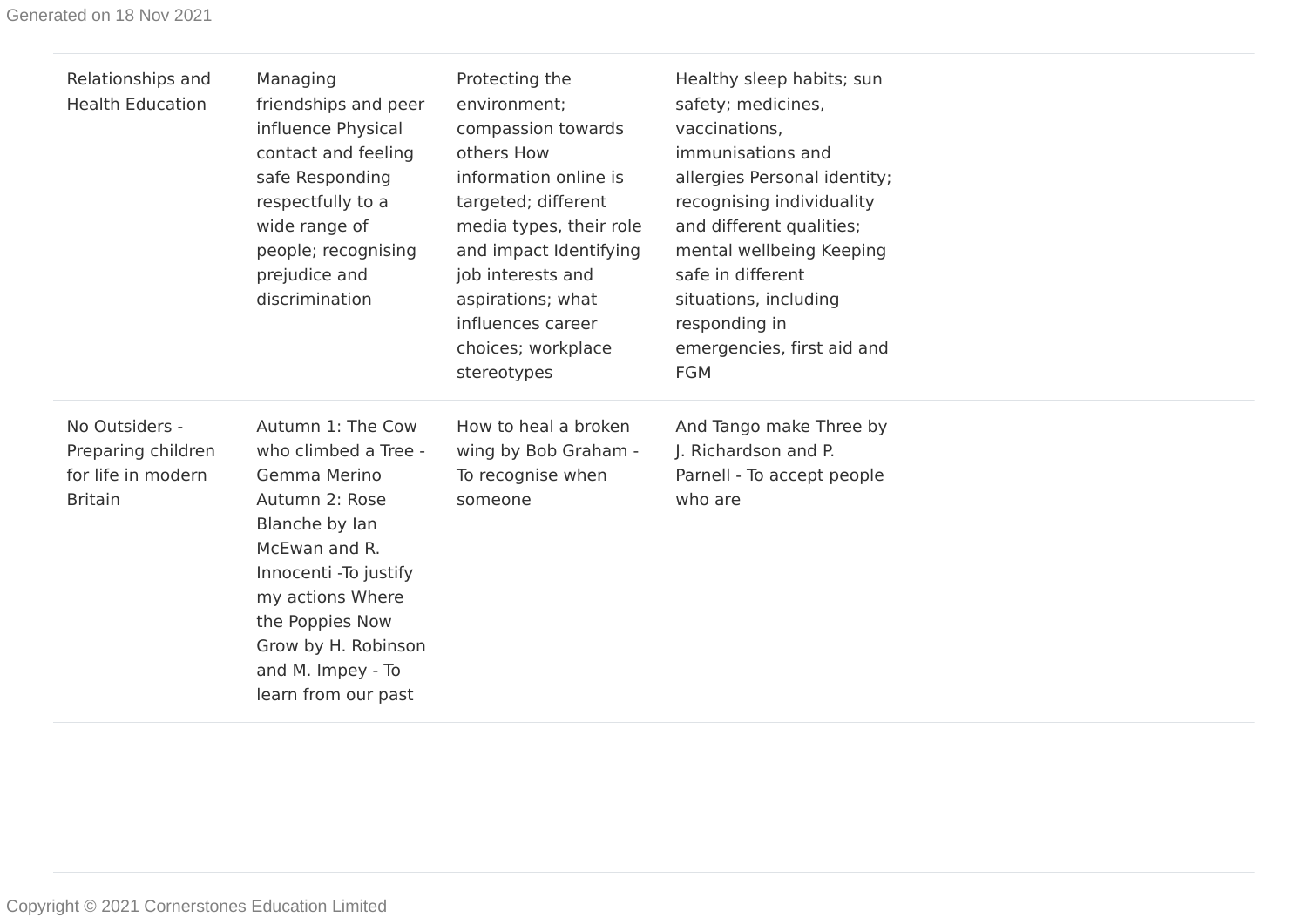| | | | | |
|---|---|---|---|---|
| Relationships and Health Education | Managing friendships and peer influence Physical contact and feeling safe Responding respectfully to a wide range of people; recognising prejudice and discrimination | Protecting the environment; compassion towards others How information online is targeted; different media types, their role and impact Identifying job interests and aspirations; what influences career choices; workplace stereotypes | Healthy sleep habits; sun safety; medicines, vaccinations, immunisations and allergies Personal identity; recognising individuality and different qualities; mental wellbeing Keeping safe in different situations, including responding in emergencies, first aid and FGM | |
| No Outsiders - Preparing children for life in modern Britain | Autumn 1: The Cow who climbed a Tree - Gemma Merino Autumn 2: Rose Blanche by Ian McEwan and R. Innocenti -To justify my actions Where the Poppies Now Grow by H. Robinson and M. Impey - To learn from our past | How to heal a broken wing by Bob Graham - To recognise when someone | And Tango make Three by J. Richardson and P. Parnell - To accept people who are | |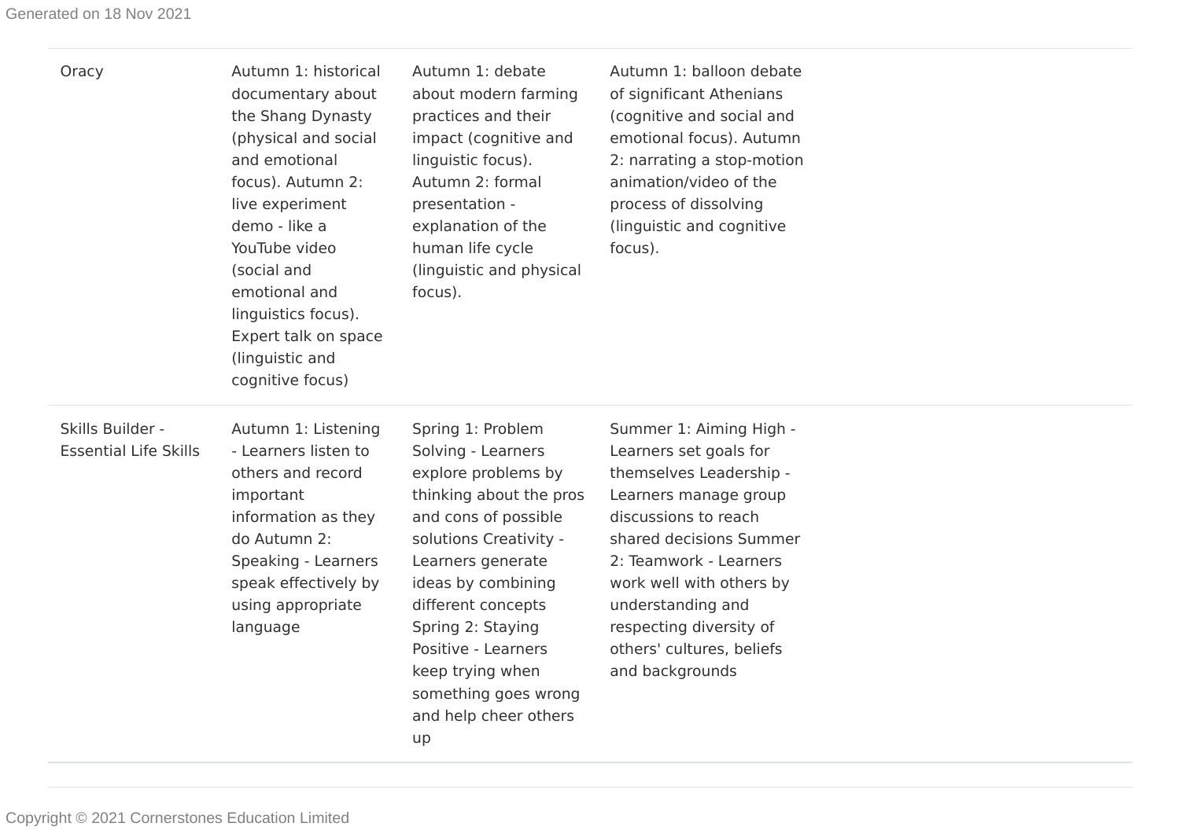| | | | | |
|---|---|---|---|---|
| Oracy | Autumn 1: historical documentary about the Shang Dynasty (physical and social and emotional focus). Autumn 2: live experiment demo - like a YouTube video (social and emotional and linguistics focus). Expert talk on space (linguistic and cognitive focus) | Autumn 1: debate about modern farming practices and their impact (cognitive and linguistic focus). Autumn 2: formal presentation - explanation of the human life cycle (linguistic and physical focus). | Autumn 1: balloon debate of significant Athenians (cognitive and social and emotional focus). Autumn 2: narrating a stop-motion animation/video of the process of dissolving (linguistic and cognitive focus). | |
| Skills Builder - Essential Life Skills | Autumn 1: Listening - Learners listen to others and record important information as they do Autumn 2: Speaking - Learners speak effectively by using appropriate language | Spring 1: Problem Solving - Learners explore problems by thinking about the pros and cons of possible solutions Creativity - Learners generate ideas by combining different concepts Spring 2: Staying Positive - Learners keep trying when something goes wrong and help cheer others up | Summer 1: Aiming High - Learners set goals for themselves Leadership - Learners manage group discussions to reach shared decisions Summer 2: Teamwork - Learners work well with others by understanding and respecting diversity of others' cultures, beliefs and backgrounds | |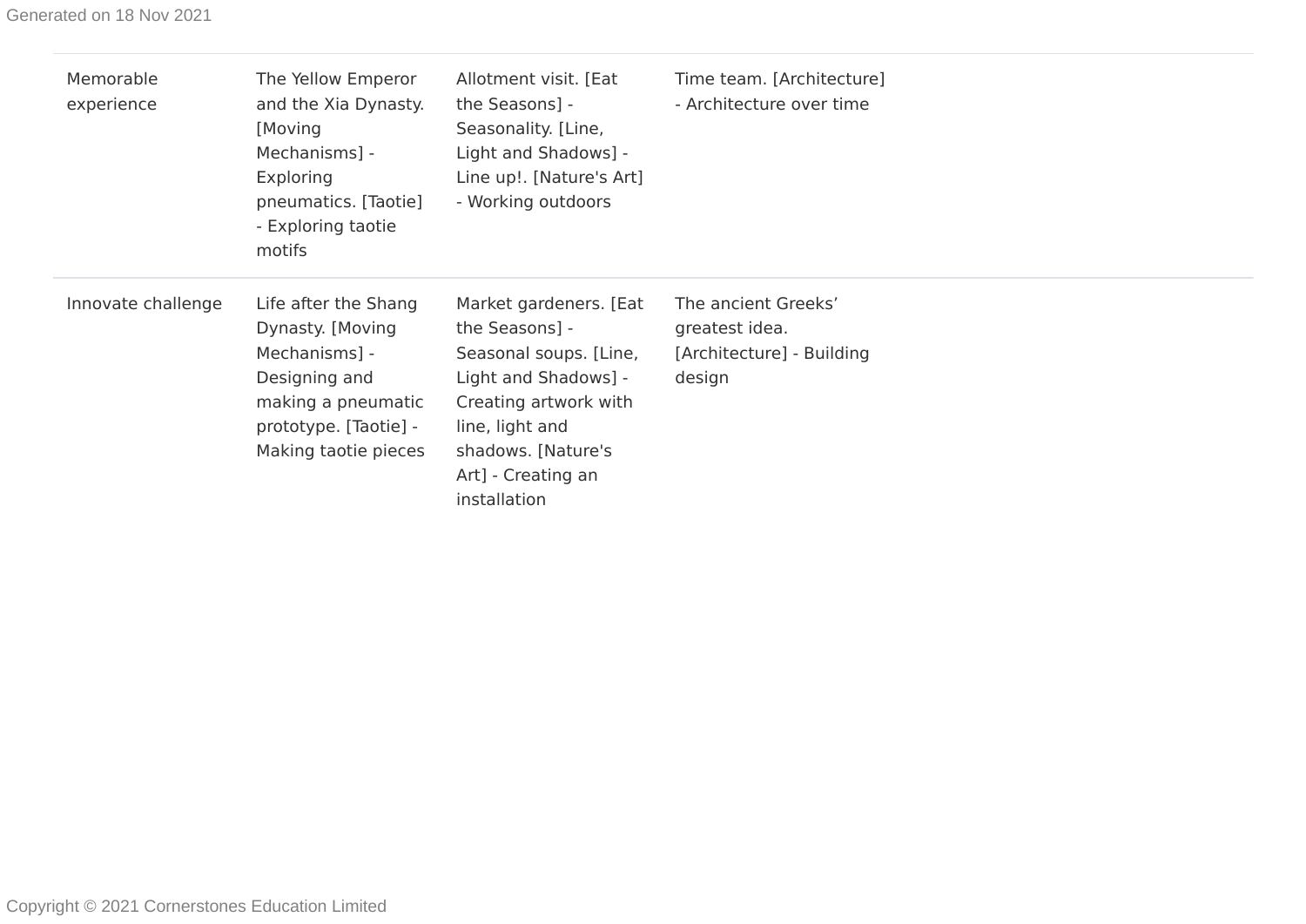| | | | |
|---|---|---|---|
| Memorable experience | The Yellow Emperor and the Xia Dynasty. [Moving Mechanisms] - Exploring pneumatics. [Taotie] - Exploring taotie motifs | Allotment visit. [Eat the Seasons] - Seasonality. [Line, Light and Shadows] - Line up!. [Nature's Art] - Working outdoors | Time team. [Architecture] - Architecture over time |
| Innovate challenge | Life after the Shang Dynasty. [Moving Mechanisms] - Designing and making a pneumatic prototype. [Taotie] - Making taotie pieces | Market gardeners. [Eat the Seasons] - Seasonal soups. [Line, Light and Shadows] - Creating artwork with line, light and shadows. [Nature's Art] - Creating an installation | The ancient Greeks' greatest idea. [Architecture] - Building design |